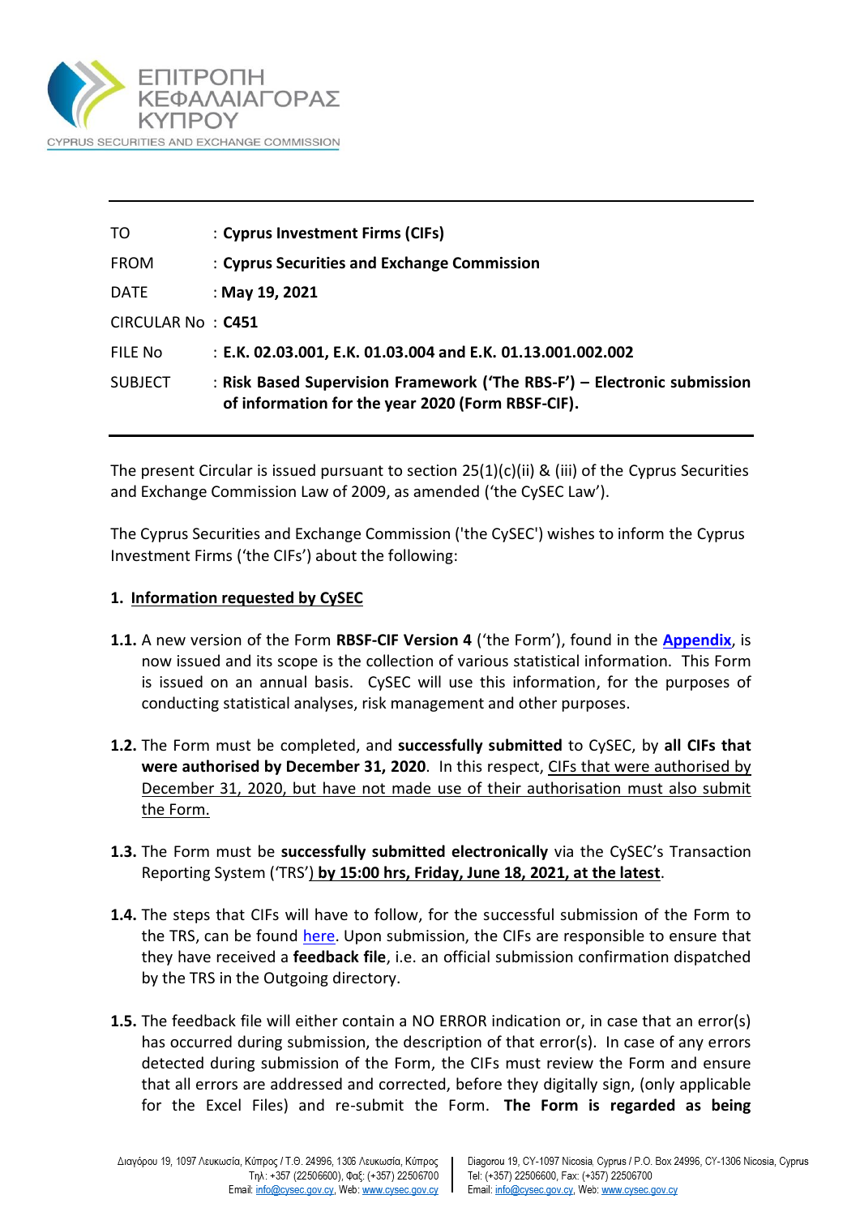ΕΠΙΤΡΟΠΗ ΚΕΦΑΛΑΙΑΓΟΡΑΣ ΚΥΠΡΟΥ

CYPRUS SECURITIES AND EXCHANGE COMMISSION

| | |
|---|---|
| TO | : **Cyprus Investment Firms (CIFs)** |
| FROM | : **Cyprus Securities and Exchange Commission** |
| DATE | : **May 19, 2021** |
| CIRCULAR No | : **C451** |
| FILE No | : **E.K. 02.03.001, E.K. 01.03.004 and E.K. 01.13.001.002.002** |
| SUBJECT | : **Risk Based Supervision Framework ('The RBS-F') – Electronic submission of information for the year 2020 (Form RBSF-CIF).** |

The present Circular is issued pursuant to section 25(1)(c)(ii) & (iii) of the Cyprus Securities and Exchange Commission Law of 2009, as amended ('the CySEC Law').

The Cyprus Securities and Exchange Commission ('the CySEC') wishes to inform the Cyprus Investment Firms ('the CIFs') about the following:

**1. Information requested by CySEC**

**1.1.** A new version of the Form **RBSF-CIF Version 4** ('the Form'), found in the **Appendix**, is now issued and its scope is the collection of various statistical information. This Form is issued on an annual basis. CySEC will use this information, for the purposes of conducting statistical analyses, risk management and other purposes.

**1.2.** The Form must be completed, and **successfully submitted** to CySEC, by **all CIFs that were authorised by December 31, 2020**. In this respect, CIFs that were authorised by December 31, 2020, but have not made use of their authorisation must also submit the Form.

**1.3.** The Form must be **successfully submitted electronically** via the CySEC's Transaction Reporting System ('TRS') **by 15:00 hrs, Friday, June 18, 2021, at the latest**.

**1.4.** The steps that CIFs will have to follow, for the successful submission of the Form to the TRS, can be found here. Upon submission, the CIFs are responsible to ensure that they have received a **feedback file**, i.e. an official submission confirmation dispatched by the TRS in the Outgoing directory.

**1.5.** The feedback file will either contain a NO ERROR indication or, in case that an error(s) has occurred during submission, the description of that error(s). In case of any errors detected during submission of the Form, the CIFs must review the Form and ensure that all errors are addressed and corrected, before they digitally sign, (only applicable for the Excel Files) and re-submit the Form. **The Form is regarded as being**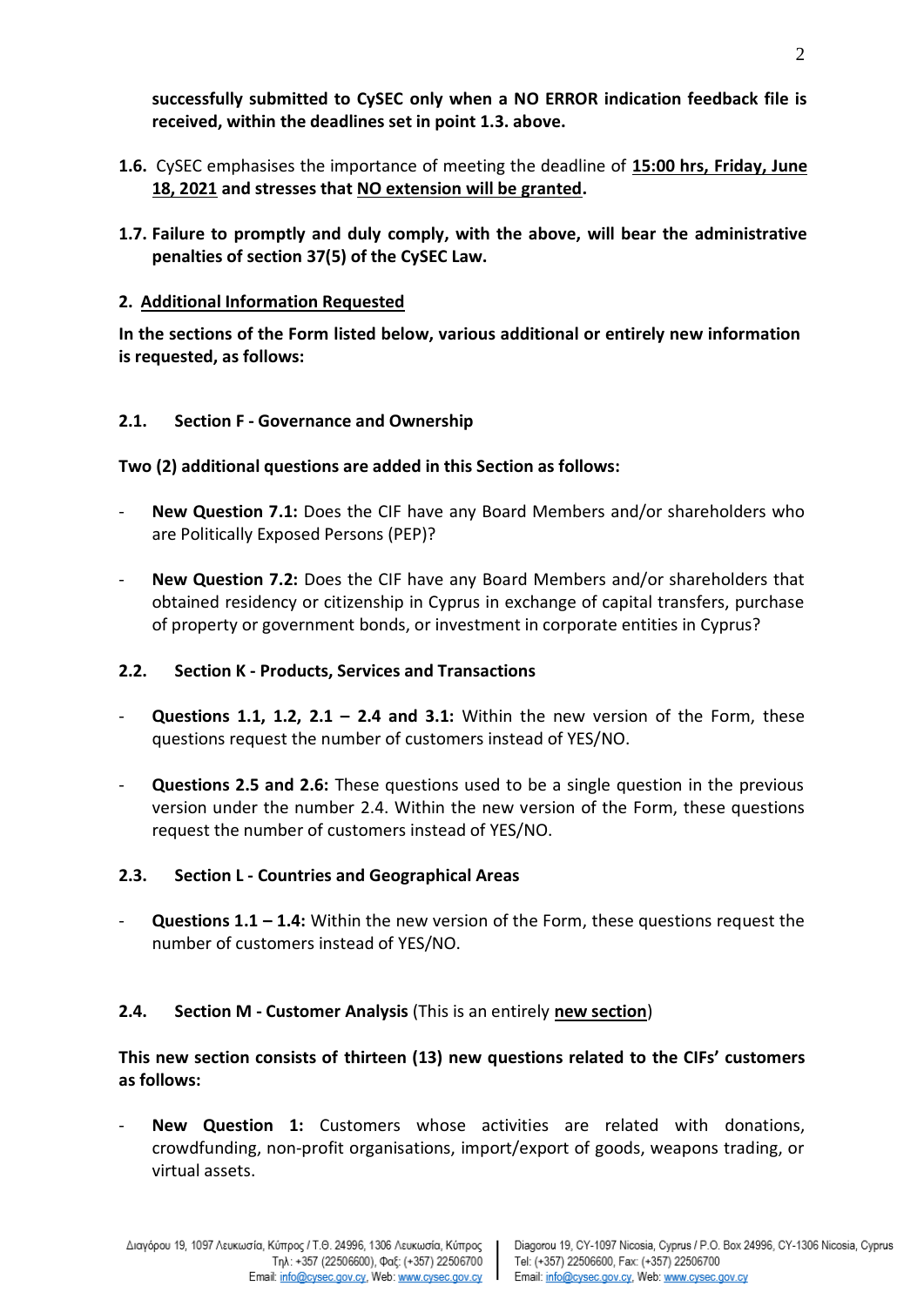**successfully submitted to CySEC only when a NO ERROR indication feedback file is received, within the deadlines set in point 1.3. above.**

**1.6.** CySEC emphasises the importance of meeting the deadline of **15:00 hrs, Friday, June 18, 2021** and stresses that **NO extension will be granted.**

**1.7. Failure to promptly and duly comply, with the above, will bear the administrative penalties of section 37(5) of the CySEC Law.**

## 2. Additional Information Requested

**In the sections of the Form listed below, various additional or entirely new information is requested, as follows:**

### 2.1. Section F - Governance and Ownership

**Two (2) additional questions are added in this Section as follows:**

- **New Question 7.1:** Does the CIF have any Board Members and/or shareholders who are Politically Exposed Persons (PEP)?
- **New Question 7.2:** Does the CIF have any Board Members and/or shareholders that obtained residency or citizenship in Cyprus in exchange of capital transfers, purchase of property or government bonds, or investment in corporate entities in Cyprus?

### 2.2. Section K - Products, Services and Transactions

- **Questions 1.1, 1.2, 2.1 – 2.4 and 3.1:** Within the new version of the Form, these questions request the number of customers instead of YES/NO.
- **Questions 2.5 and 2.6:** These questions used to be a single question in the previous version under the number 2.4. Within the new version of the Form, these questions request the number of customers instead of YES/NO.

### 2.3. Section L - Countries and Geographical Areas

- **Questions 1.1 – 1.4:** Within the new version of the Form, these questions request the number of customers instead of YES/NO.

### 2.4. Section M - Customer Analysis (This is an entirely **new section**)

**This new section consists of thirteen (13) new questions related to the CIFs' customers as follows:**

- **New Question 1:** Customers whose activities are related with donations, crowdfunding, non-profit organisations, import/export of goods, weapons trading, or virtual assets.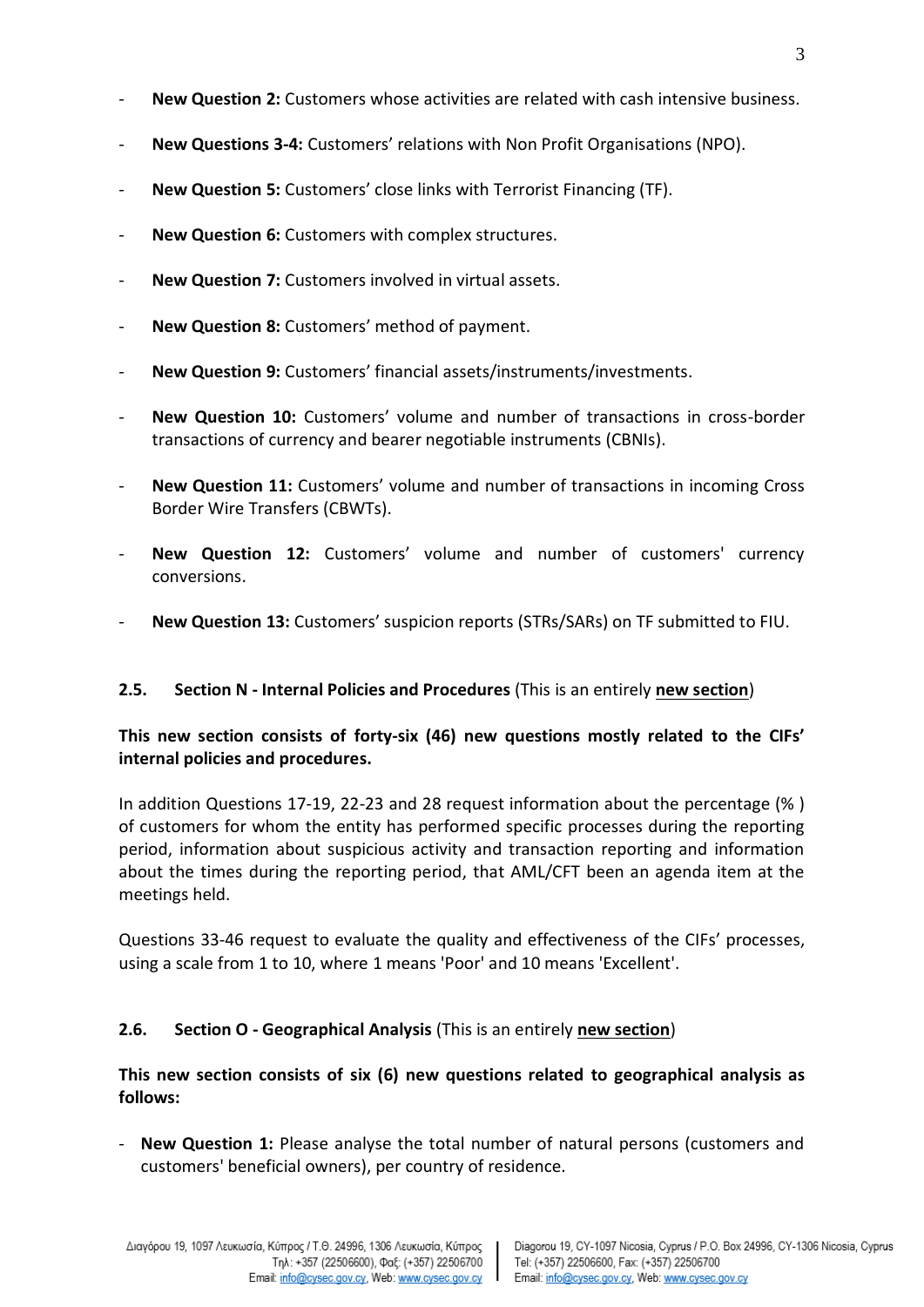- **New Question 2:** Customers whose activities are related with cash intensive business.
- **New Questions 3-4:** Customers' relations with Non Profit Organisations (NPO).
- **New Question 5:** Customers' close links with Terrorist Financing (TF).
- **New Question 6:** Customers with complex structures.
- **New Question 7:** Customers involved in virtual assets.
- **New Question 8:** Customers' method of payment.
- **New Question 9:** Customers' financial assets/instruments/investments.
- **New Question 10:** Customers' volume and number of transactions in cross-border transactions of currency and bearer negotiable instruments (CBNIs).
- **New Question 11:** Customers' volume and number of transactions in incoming Cross Border Wire Transfers (CBWTs).
- **New Question 12:** Customers' volume and number of customers' currency conversions.
- **New Question 13:** Customers' suspicion reports (STRs/SARs) on TF submitted to FIU.

### 2.5. Section N - Internal Policies and Procedures (This is an entirely **new section**)

**This new section consists of forty-six (46) new questions mostly related to the CIFs' internal policies and procedures.**

In addition Questions 17-19, 22-23 and 28 request information about the percentage (% ) of customers for whom the entity has performed specific processes during the reporting period, information about suspicious activity and transaction reporting and information about the times during the reporting period, that AML/CFT been an agenda item at the meetings held.

Questions 33-46 request to evaluate the quality and effectiveness of the CIFs' processes, using a scale from 1 to 10, where 1 means 'Poor' and 10 means 'Excellent'.

### 2.6. Section O - Geographical Analysis (This is an entirely **new section**)

**This new section consists of six (6) new questions related to geographical analysis as follows:**

- **New Question 1:** Please analyse the total number of natural persons (customers and customers' beneficial owners), per country of residence.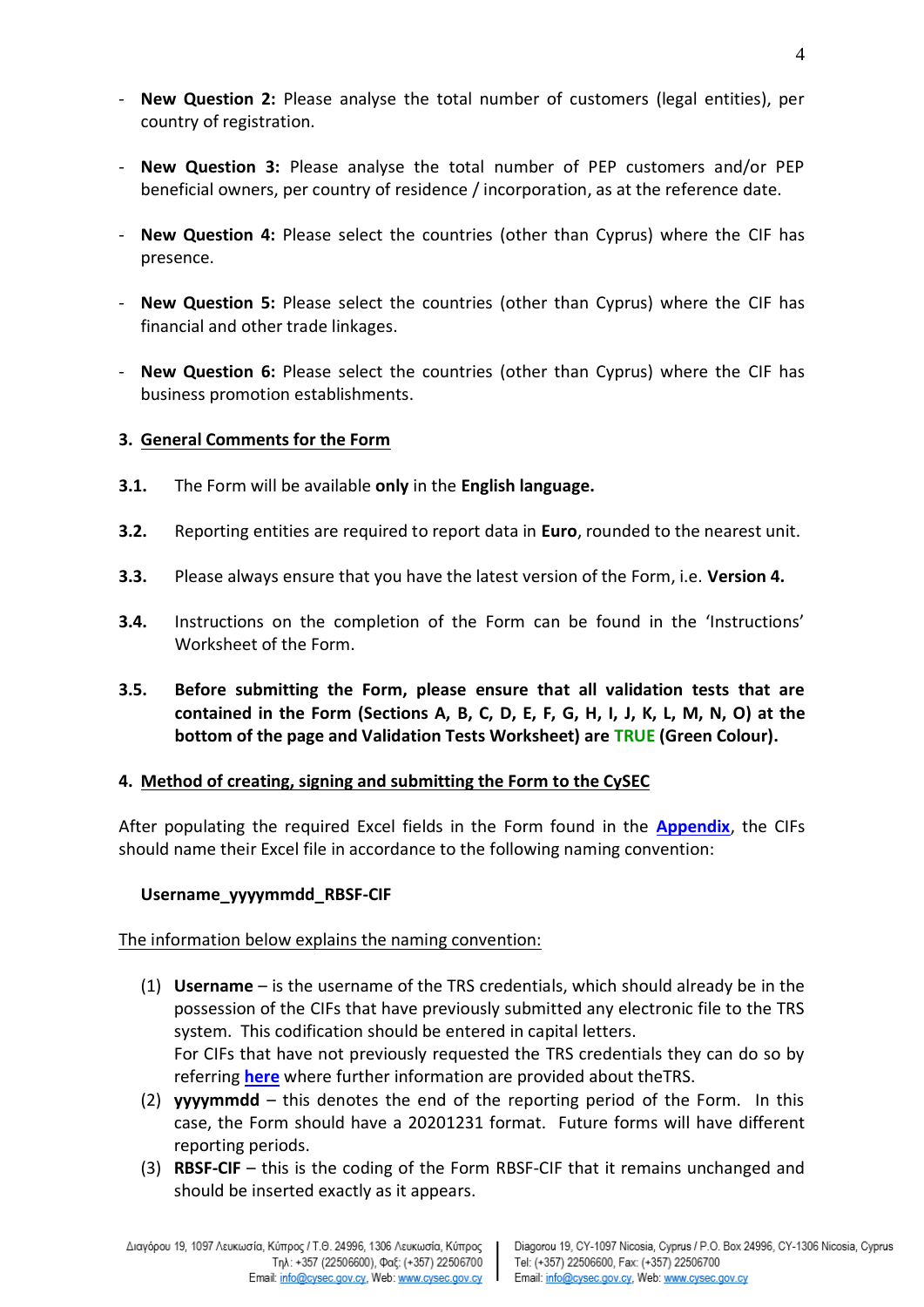- **New Question 2:** Please analyse the total number of customers (legal entities), per country of registration.

- **New Question 3:** Please analyse the total number of PEP customers and/or PEP beneficial owners, per country of residence / incorporation, as at the reference date.

- **New Question 4:** Please select the countries (other than Cyprus) where the CIF has presence.

- **New Question 5:** Please select the countries (other than Cyprus) where the CIF has financial and other trade linkages.

- **New Question 6:** Please select the countries (other than Cyprus) where the CIF has business promotion establishments.

## 3. General Comments for the Form

**3.1.** The Form will be available **only** in the **English language.**

**3.2.** Reporting entities are required to report data in **Euro**, rounded to the nearest unit.

**3.3.** Please always ensure that you have the latest version of the Form, i.e. **Version 4.**

**3.4.** Instructions on the completion of the Form can be found in the 'Instructions' Worksheet of the Form.

**3.5.** **Before submitting the Form, please ensure that all validation tests that are contained in the Form (Sections A, B, C, D, E, F, G, H, I, J, K, L, M, N, O) at the bottom of the page and Validation Tests Worksheet) are TRUE (Green Colour).**

## 4. Method of creating, signing and submitting the Form to the CySEC

After populating the required Excel fields in the Form found in the **Appendix**, the CIFs should name their Excel file in accordance to the following naming convention:

**Username_yyyymmdd_RBSF-CIF**

The information below explains the naming convention:

(1) **Username** – is the username of the TRS credentials, which should already be in the possession of the CIFs that have previously submitted any electronic file to the TRS system. This codification should be entered in capital letters.
For CIFs that have not previously requested the TRS credentials they can do so by referring **here** where further information are provided about theTRS.

(2) **yyyymmdd** – this denotes the end of the reporting period of the Form. In this case, the Form should have a 20201231 format. Future forms will have different reporting periods.

(3) **RBSF-CIF** – this is the coding of the Form RBSF-CIF that it remains unchanged and should be inserted exactly as it appears.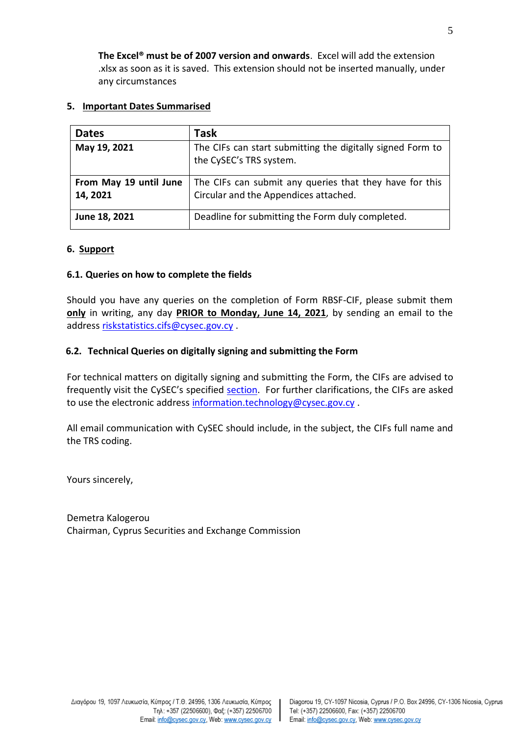**The Excel® must be of 2007 version and onwards**. Excel will add the extension .xlsx as soon as it is saved. This extension should not be inserted manually, under any circumstances

## 5. Important Dates Summarised

| Dates | Task |
|---|---|
| **May 19, 2021** | The CIFs can start submitting the digitally signed Form to the CySEC's TRS system. |
| **From May 19 until June 14, 2021** | The CIFs can submit any queries that they have for this Circular and the Appendices attached. |
| **June 18, 2021** | Deadline for submitting the Form duly completed. |

## 6. Support

### 6.1. Queries on how to complete the fields

Should you have any queries on the completion of Form RBSF-CIF, please submit them **only** in writing, any day **PRIOR to Monday, June 14, 2021**, by sending an email to the address riskstatistics.cifs@cysec.gov.cy .

### 6.2. Technical Queries on digitally signing and submitting the Form

For technical matters on digitally signing and submitting the Form, the CIFs are advised to frequently visit the CySEC's specified section. For further clarifications, the CIFs are asked to use the electronic address information.technology@cysec.gov.cy .

All email communication with CySEC should include, in the subject, the CIFs full name and the TRS coding.

Yours sincerely,

Demetra Kalogerou
Chairman, Cyprus Securities and Exchange Commission